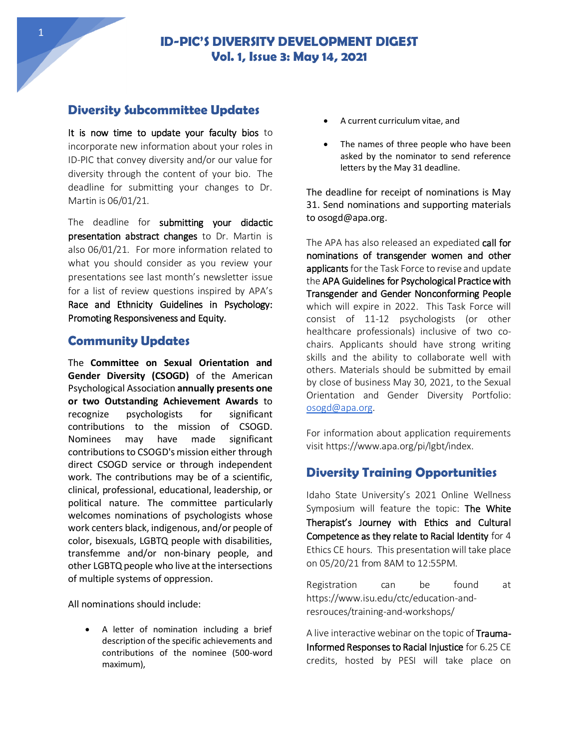# ID-PIC'S DIVERSITY DEVELOPMENT DIGEST
## Vol. 1, Issue 3: May 14, 2021

## Diversity Subcommittee Updates

It is now time to update your faculty bios to incorporate new information about your roles in ID-PIC that convey diversity and/or our value for diversity through the content of your bio. The deadline for submitting your changes to Dr. Martin is 06/01/21.

The deadline for submitting your didactic presentation abstract changes to Dr. Martin is also 06/01/21. For more information related to what you should consider as you review your presentations see last month's newsletter issue for a list of review questions inspired by APA's Race and Ethnicity Guidelines in Psychology: Promoting Responsiveness and Equity.

## Community Updates

The **Committee on Sexual Orientation and Gender Diversity (CSOGD)** of the American Psychological Association **annually presents one or two Outstanding Achievement Awards** to recognize psychologists for significant contributions to the mission of CSOGD. Nominees may have made significant contributions to CSOGD's mission either through direct CSOGD service or through independent work. The contributions may be of a scientific, clinical, professional, educational, leadership, or political nature. The committee particularly welcomes nominations of psychologists whose work centers black, indigenous, and/or people of color, bisexuals, LGBTQ people with disabilities, transfemme and/or non-binary people, and other LGBTQ people who live at the intersections of multiple systems of oppression.

All nominations should include:

- A letter of nomination including a brief description of the specific achievements and contributions of the nominee (500-word maximum),
- A current curriculum vitae, and
- The names of three people who have been asked by the nominator to send reference letters by the May 31 deadline.

The deadline for receipt of nominations is May 31. Send nominations and supporting materials to osogd@apa.org.

The APA has also released an expedited call for nominations of transgender women and other applicants for the Task Force to revise and update the APA Guidelines for Psychological Practice with Transgender and Gender Nonconforming People which will expire in 2022. This Task Force will consist of 11-12 psychologists (or other healthcare professionals) inclusive of two co-chairs. Applicants should have strong writing skills and the ability to collaborate well with others. Materials should be submitted by email by close of business May 30, 2021, to the Sexual Orientation and Gender Diversity Portfolio: osogd@apa.org.

For information about application requirements visit https://www.apa.org/pi/lgbt/index.

## Diversity Training Opportunities

Idaho State University's 2021 Online Wellness Symposium will feature the topic: The White Therapist's Journey with Ethics and Cultural Competence as they relate to Racial Identity for 4 Ethics CE hours. This presentation will take place on 05/20/21 from 8AM to 12:55PM.

Registration can be found at https://www.isu.edu/ctc/education-and-resrouces/training-and-workshops/

A live interactive webinar on the topic of Trauma-Informed Responses to Racial Injustice for 6.25 CE credits, hosted by PESI will take place on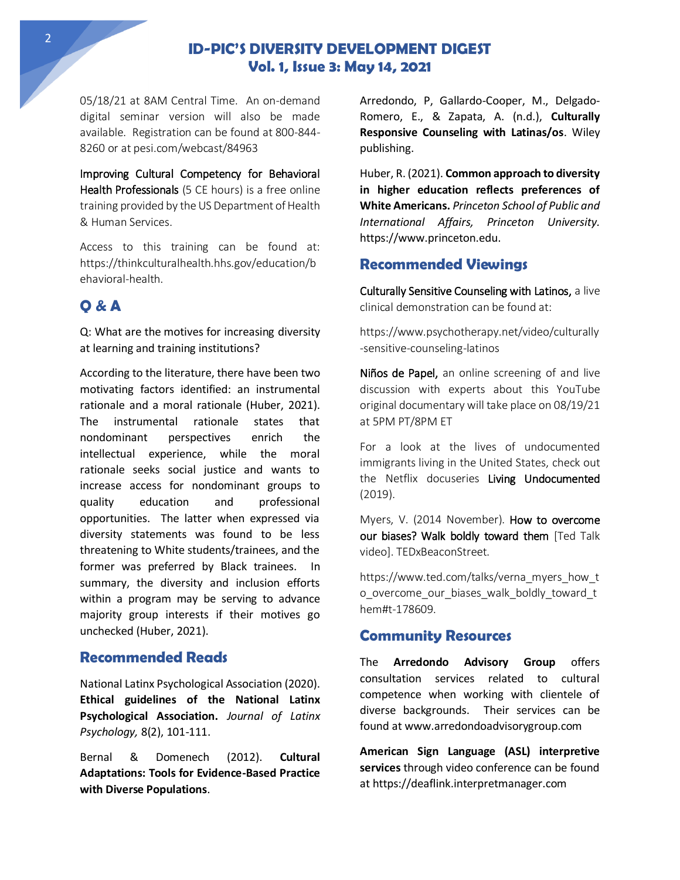05/18/21 at 8AM Central Time. An on-demand digital seminar version will also be made available. Registration can be found at 800-844-8260 or at pesi.com/webcast/84963

Improving Cultural Competency for Behavioral Health Professionals (5 CE hours) is a free online training provided by the US Department of Health & Human Services.

Access to this training can be found at: https://thinkculturalhealth.hhs.gov/education/behavioral-health.

## Q & A

Q: What are the motives for increasing diversity at learning and training institutions?

According to the literature, there have been two motivating factors identified: an instrumental rationale and a moral rationale (Huber, 2021). The instrumental rationale states that nondominant perspectives enrich the intellectual experience, while the moral rationale seeks social justice and wants to increase access for nondominant groups to quality education and professional opportunities. The latter when expressed via diversity statements was found to be less threatening to White students/trainees, and the former was preferred by Black trainees. In summary, the diversity and inclusion efforts within a program may be serving to advance majority group interests if their motives go unchecked (Huber, 2021).

## Recommended Reads

National Latinx Psychological Association (2020). **Ethical guidelines of the National Latinx Psychological Association.** *Journal of Latinx Psychology,* 8(2), 101-111.

Bernal & Domenech (2012). **Cultural Adaptations: Tools for Evidence-Based Practice with Diverse Populations**.

Arredondo, P, Gallardo-Cooper, M., Delgado-Romero, E., & Zapata, A. (n.d.), **Culturally Responsive Counseling with Latinas/os**. Wiley publishing.

Huber, R. (2021). **Common approach to diversity in higher education reflects preferences of White Americans.** *Princeton School of Public and International Affairs, Princeton University.* https://www.princeton.edu.

## Recommended Viewings

Culturally Sensitive Counseling with Latinos, a live clinical demonstration can be found at:

https://www.psychotherapy.net/video/culturally-sensitive-counseling-latinos

Niños de Papel, an online screening of and live discussion with experts about this YouTube original documentary will take place on 08/19/21 at 5PM PT/8PM ET

For a look at the lives of undocumented immigrants living in the United States, check out the Netflix docuseries Living Undocumented (2019).

Myers, V. (2014 November). How to overcome our biases? Walk boldly toward them [Ted Talk video]. TEDxBeaconStreet.

https://www.ted.com/talks/verna_myers_how_to_overcome_our_biases_walk_boldly_toward_them#t-178609.

## Community Resources

The **Arredondo Advisory Group** offers consultation services related to cultural competence when working with clientele of diverse backgrounds. Their services can be found at www.arredondoadvisorygroup.com

**American Sign Language (ASL) interpretive services** through video conference can be found at https://deaflink.interpretmanager.com